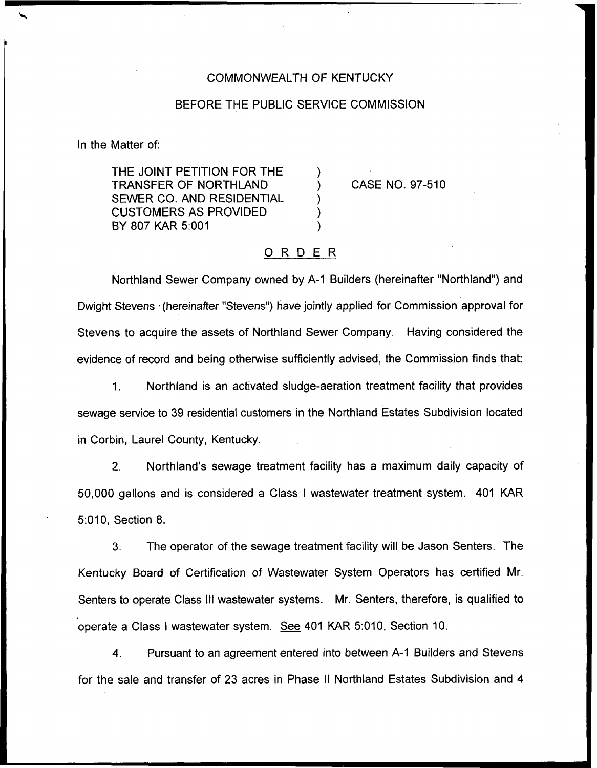COMMONWEALTH OF KENTUCKY

BEFORE THE PUBLIC SERVICE COMMISSION

In the Matter of:

| | | |
|---|---|---|
| THE JOINT PETITION FOR THE TRANSFER OF NORTHLAND SEWER CO. AND RESIDENTIAL CUSTOMERS AS PROVIDED BY 807 KAR 5:001 | ) ) ) ) ) | CASE NO. 97-510 |

## ORDER

Northland Sewer Company owned by A-1 Builders (hereinafter "Northland") and Dwight Stevens (hereinafter "Stevens") have jointly applied for Commission approval for Stevens to acquire the assets of Northland Sewer Company. Having considered the evidence of record and being otherwise sufficiently advised, the Commission finds that:

1. Northland is an activated sludge-aeration treatment facility that provides sewage service to 39 residential customers in the Northland Estates Subdivision located in Corbin, Laurel County, Kentucky.

2. Northland's sewage treatment facility has a maximum daily capacity of 50,000 gallons and is considered a Class I wastewater treatment system. 401 KAR 5:010, Section 8.

3. The operator of the sewage treatment facility will be Jason Senters. The Kentucky Board of Certification of Wastewater System Operators has certified Mr. Senters to operate Class III wastewater systems. Mr. Senters, therefore, is qualified to operate a Class I wastewater system. See 401 KAR 5:010, Section 10.

4. Pursuant to an agreement entered into between A-1 Builders and Stevens for the sale and transfer of 23 acres in Phase II Northland Estates Subdivision and 4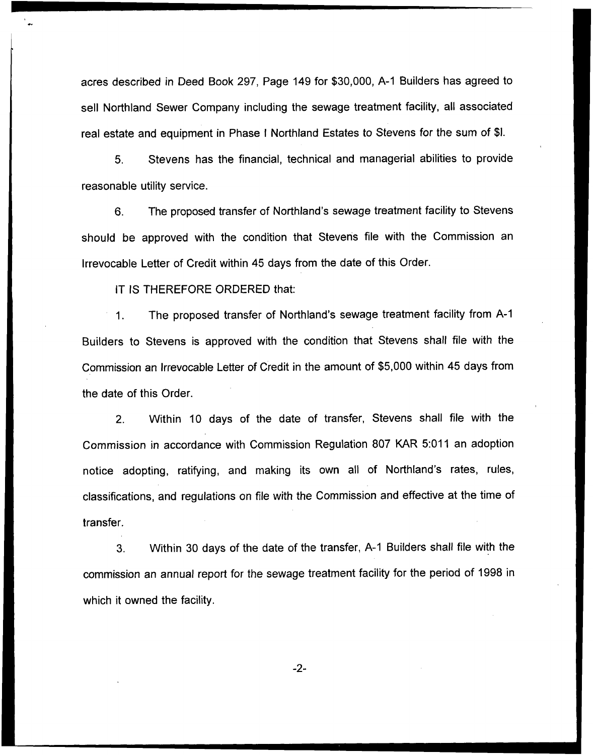acres described in Deed Book 297, Page 149 for $30,000, A-1 Builders has agreed to sell Northland Sewer Company including the sewage treatment facility, all associated real estate and equipment in Phase I Northland Estates to Stevens for the sum of $l.

5. Stevens has the financial, technical and managerial abilities to provide reasonable utility service.

6. The proposed transfer of Northland's sewage treatment facility to Stevens should be approved with the condition that Stevens file with the Commission an Irrevocable Letter of Credit within 45 days from the date of this Order.

IT IS THEREFORE ORDERED that:

1. The proposed transfer of Northland's sewage treatment facility from A-1 Builders to Stevens is approved with the condition that Stevens shall file with the Commission an Irrevocable Letter of Credit in the amount of $5,000 within 45 days from the date of this Order.

2. Within 10 days of the date of transfer, Stevens shall file with the Commission in accordance with Commission Regulation 807 KAR 5:011 an adoption notice adopting, ratifying, and making its own all of Northland's rates, rules, classifications, and regulations on file with the Commission and effective at the time of transfer.

3. Within 30 days of the date of the transfer, A-1 Builders shall file with the commission an annual report for the sewage treatment facility for the period of 1998 in which it owned the facility.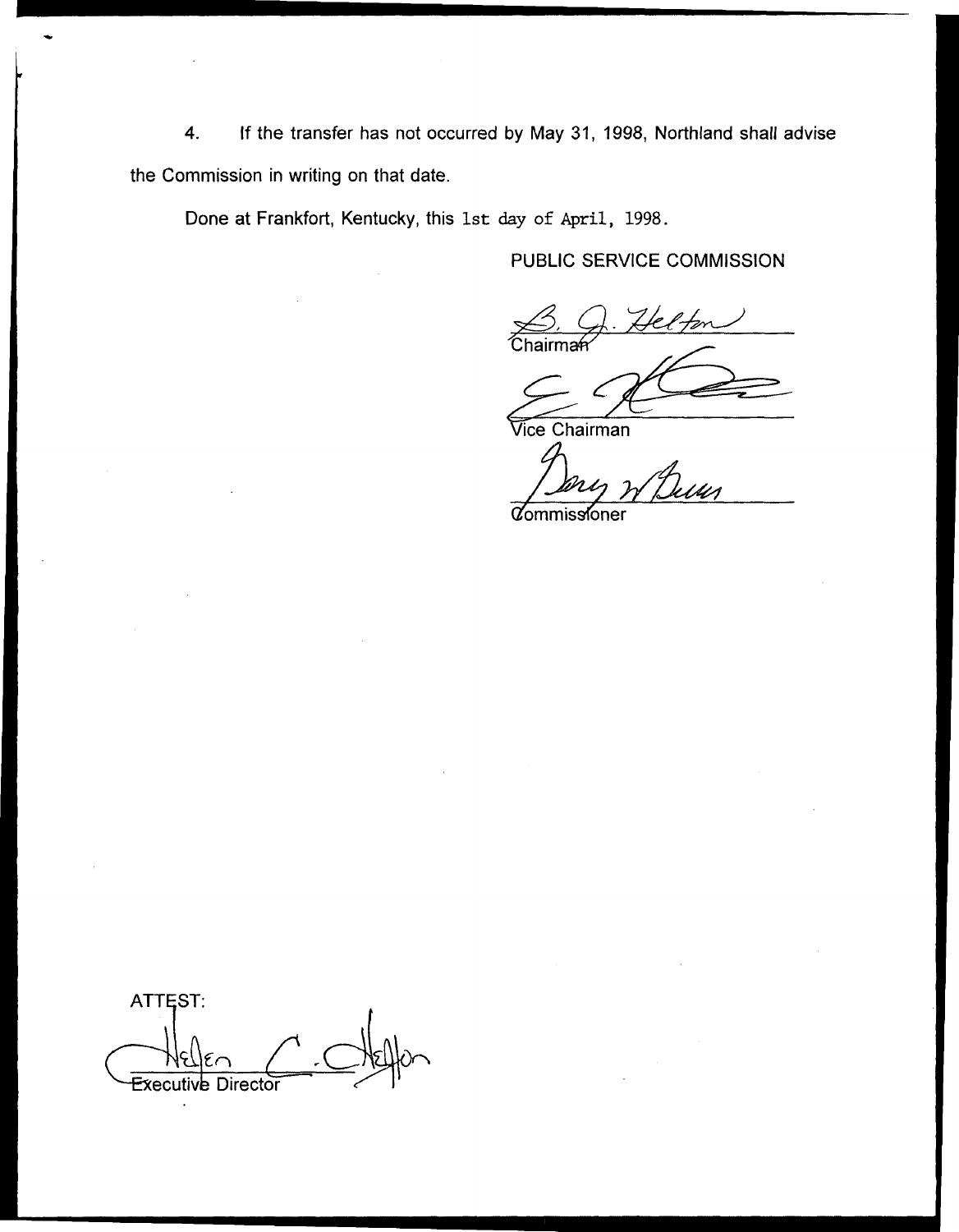4. If the transfer has not occurred by May 31, 1998, Northland shall advise the Commission in writing on that date.

Done at Frankfort, Kentucky, this 1st day of April, 1998.

PUBLIC SERVICE COMMISSION

Chairman

Vice Chairman

Commissioner

ATTEST:

Executive Director